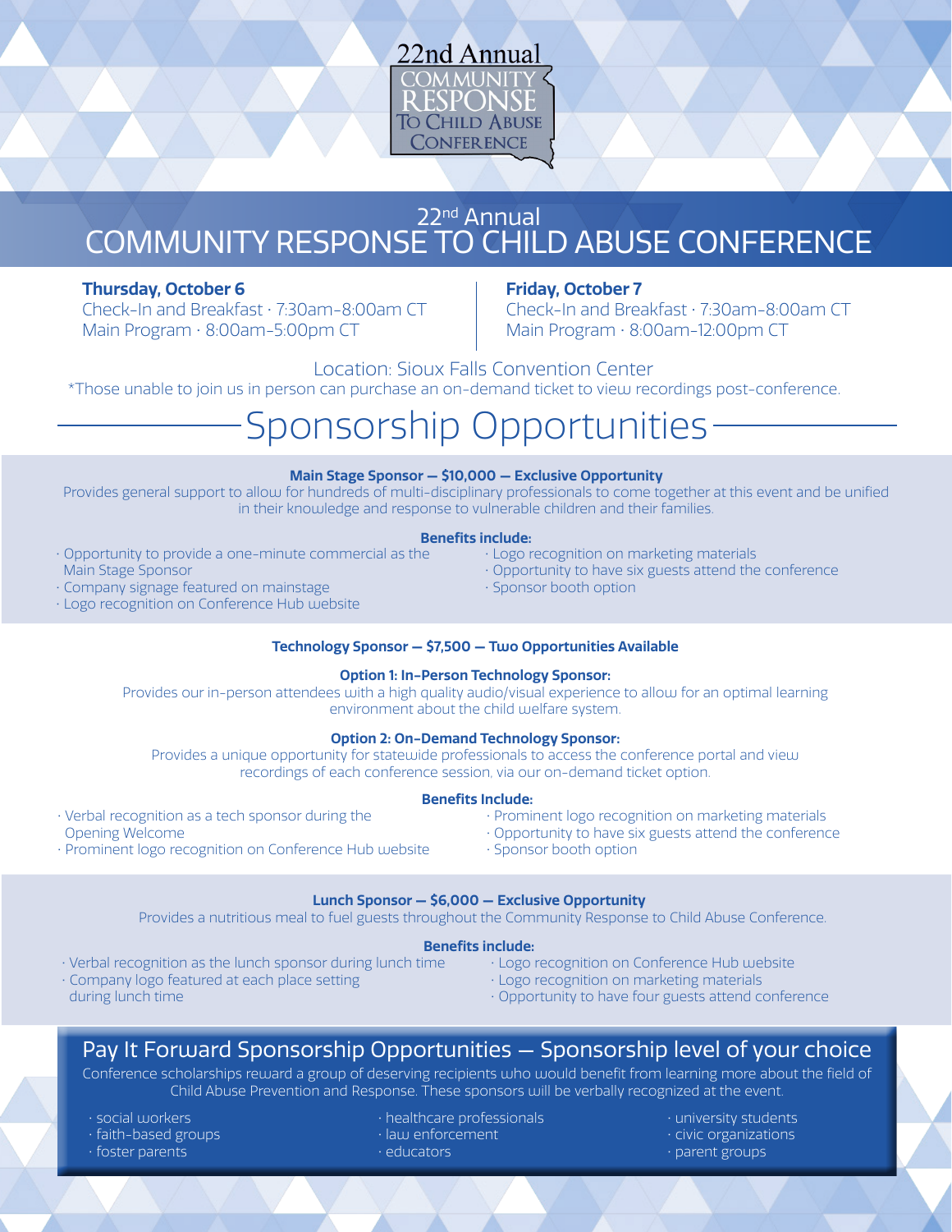22nd Annual
COMMUNITY RESPONSE TO CHILD ABUSE CONFERENCE

# 22nd Annual COMMUNITY RESPONSE TO CHILD ABUSE CONFERENCE

**Thursday, October 6**
Check-In and Breakfast · 7:30am-8:00am CT
Main Program · 8:00am-5:00pm CT

**Friday, October 7**
Check-In and Breakfast · 7:30am-8:00am CT
Main Program · 8:00am-12:00pm CT

Location: Sioux Falls Convention Center
*Those unable to join us in person can purchase an on-demand ticket to view recordings post-conference.

## Sponsorship Opportunities

### Main Stage Sponsor — $10,000 — Exclusive Opportunity

Provides general support to allow for hundreds of multi-disciplinary professionals to come together at this event and be unified in their knowledge and response to vulnerable children and their families.

**Benefits include:**

- Opportunity to provide a one-minute commercial as the Main Stage Sponsor
- Company signage featured on mainstage
- Logo recognition on Conference Hub website
- Logo recognition on marketing materials
- Opportunity to have six guests attend the conference
- Sponsor booth option

### Technology Sponsor — $7,500 — Two Opportunities Available

**Option 1: In-Person Technology Sponsor:**

Provides our in-person attendees with a high quality audio/visual experience to allow for an optimal learning environment about the child welfare system.

**Option 2: On-Demand Technology Sponsor:**

Provides a unique opportunity for statewide professionals to access the conference portal and view recordings of each conference session, via our on-demand ticket option.

**Benefits Include:**

- Verbal recognition as a tech sponsor during the Opening Welcome
- Prominent logo recognition on Conference Hub website
- Prominent logo recognition on marketing materials
- Opportunity to have six guests attend the conference
- Sponsor booth option

### Lunch Sponsor — $6,000 — Exclusive Opportunity

Provides a nutritious meal to fuel guests throughout the Community Response to Child Abuse Conference.

**Benefits include:**

- Verbal recognition as the lunch sponsor during lunch time
- Company logo featured at each place setting during lunch time
- Logo recognition on Conference Hub website
- Logo recognition on marketing materials
- Opportunity to have four guests attend conference

## Pay It Forward Sponsorship Opportunities — Sponsorship level of your choice

Conference scholarships reward a group of deserving recipients who would benefit from learning more about the field of Child Abuse Prevention and Response. These sponsors will be verbally recognized at the event.

- social workers
- faith-based groups
- foster parents
- healthcare professionals
- law enforcement
- educators
- university students
- civic organizations
- parent groups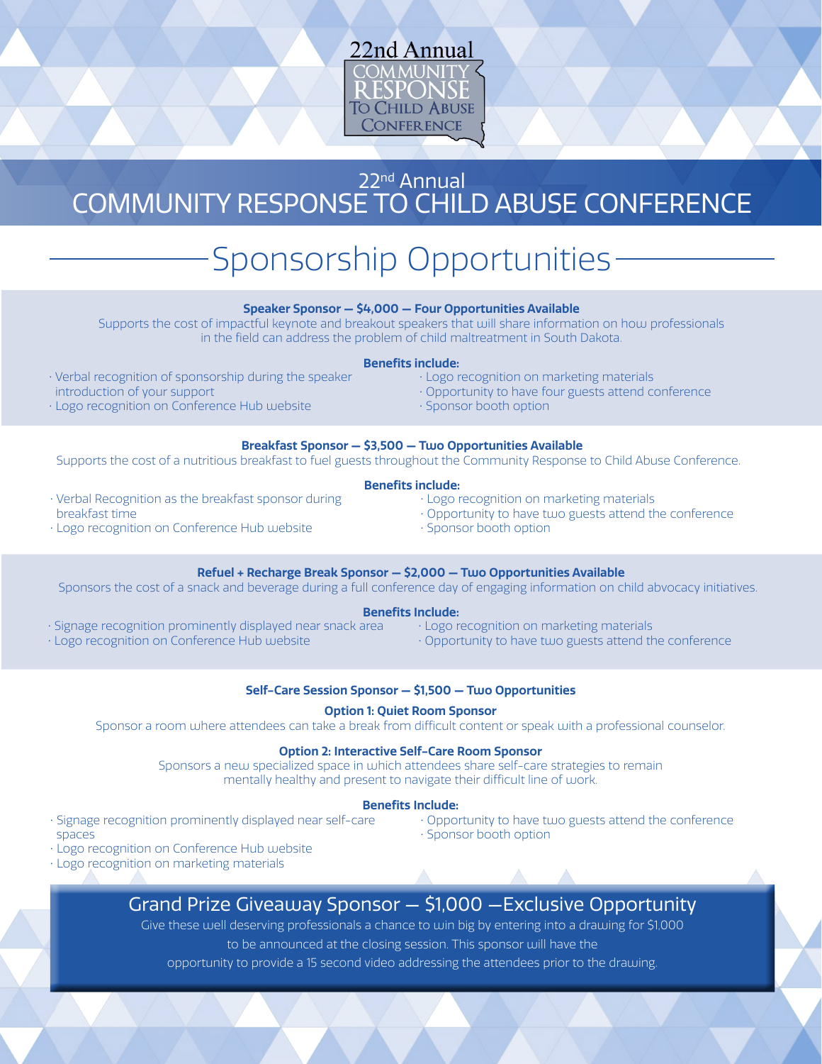22nd Annual
COMMUNITY RESPONSE TO CHILD ABUSE CONFERENCE

# 22nd Annual COMMUNITY RESPONSE TO CHILD ABUSE CONFERENCE

## Sponsorship Opportunities

**Speaker Sponsor — $4,000 — Four Opportunities Available**

Supports the cost of impactful keynote and breakout speakers that will share information on how professionals in the field can address the problem of child maltreatment in South Dakota.

**Benefits include:**

- Verbal recognition of sponsorship during the speaker introduction of your support
- Logo recognition on Conference Hub website
- Logo recognition on marketing materials
- Opportunity to have four guests attend conference
- Sponsor booth option

**Breakfast Sponsor — $3,500 — Two Opportunities Available**

Supports the cost of a nutritious breakfast to fuel guests throughout the Community Response to Child Abuse Conference.

**Benefits include:**

- Verbal Recognition as the breakfast sponsor during breakfast time
- Logo recognition on Conference Hub website
- Logo recognition on marketing materials
- Opportunity to have two guests attend the conference
- Sponsor booth option

**Refuel + Recharge Break Sponsor — $2,000 — Two Opportunities Available**

Sponsors the cost of a snack and beverage during a full conference day of engaging information on child advocacy initiatives.

**Benefits Include:**

- Signage recognition prominently displayed near snack area
- Logo recognition on Conference Hub website
- Logo recognition on marketing materials
- Opportunity to have two guests attend the conference

**Self-Care Session Sponsor — $1,500 — Two Opportunities**

**Option 1: Quiet Room Sponsor**

Sponsor a room where attendees can take a break from difficult content or speak with a professional counselor.

**Option 2: Interactive Self-Care Room Sponsor**

Sponsors a new specialized space in which attendees share self-care strategies to remain mentally healthy and present to navigate their difficult line of work.

**Benefits Include:**

- Signage recognition prominently displayed near self-care spaces
- Logo recognition on Conference Hub website
- Logo recognition on marketing materials
- Opportunity to have two guests attend the conference
- Sponsor booth option

### Grand Prize Giveaway Sponsor — $1,000 —Exclusive Opportunity

Give these well deserving professionals a chance to win big by entering into a drawing for $1,000 to be announced at the closing session. This sponsor will have the opportunity to provide a 15 second video addressing the attendees prior to the drawing.